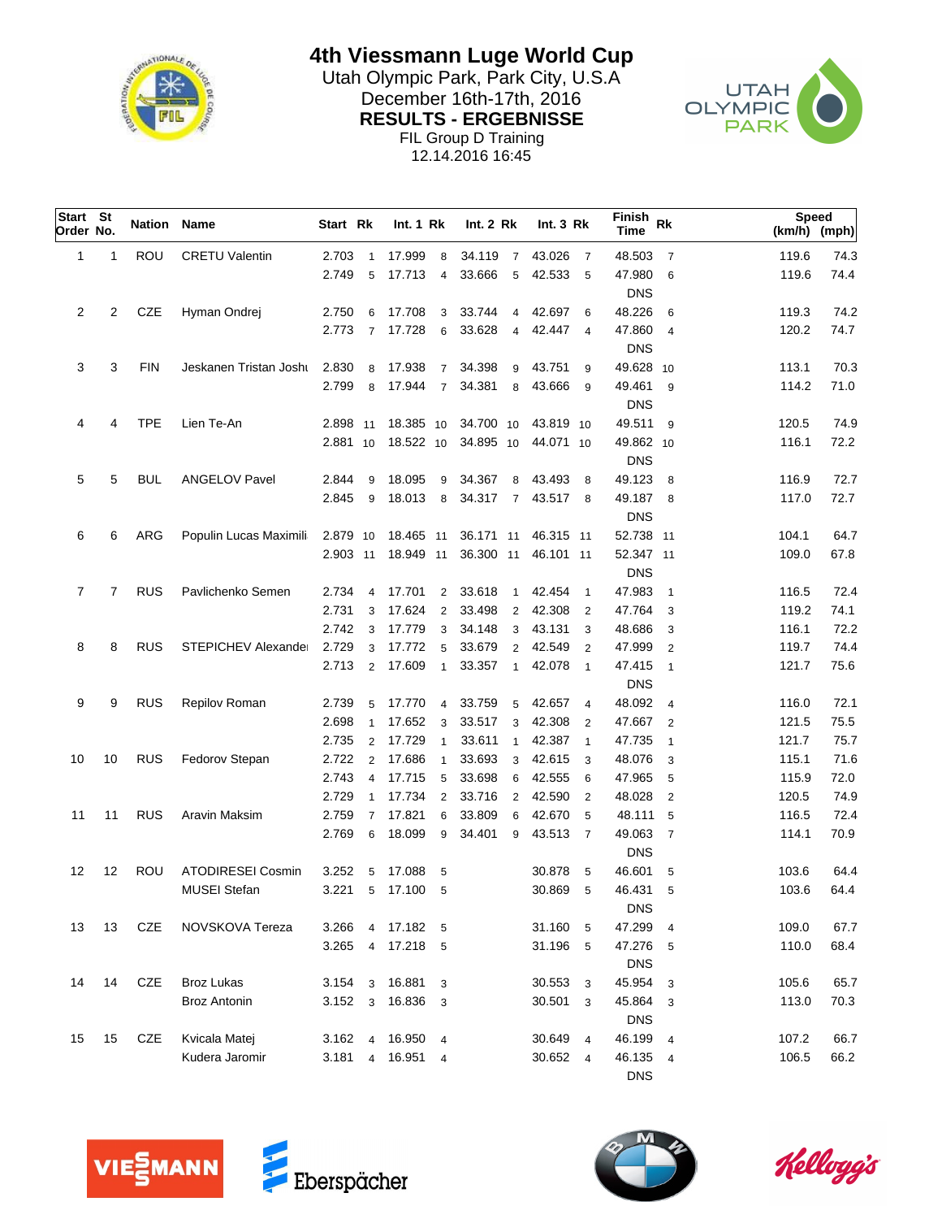# 4th Viessmann Luge World Cup

Utah Olympic Park, Park City, U.S.A

December 16th-17th, 2016

**RESULTS - ERGEBNISSE**

FIL Group D Training

12.14.2016 16:45

| Start Order | St No. | Nation | Name | Start | Rk | Int. 1 | Rk | Int. 2 | Rk | Int. 3 | Rk | Finish Time | Rk | Speed (km/h) | (mph) |
|---|---|---|---|---|---|---|---|---|---|---|---|---|---|---|---|
| 1 | 1 | ROU | CRETU Valentin | 2.703 | 1 | 17.999 | 8 | 34.119 | 7 | 43.026 | 7 | 48.503 | 7 | 119.6 | 74.3 |
| | | | | 2.749 | 5 | 17.713 | 4 | 33.666 | 5 | 42.533 | 5 | 47.980 | 6 | 119.6 | 74.4 |
| | | | | | | | | | | | | DNS | | | |
| 2 | 2 | CZE | Hyman Ondrej | 2.750 | 6 | 17.708 | 3 | 33.744 | 4 | 42.697 | 6 | 48.226 | 6 | 119.3 | 74.2 |
| | | | | 2.773 | 7 | 17.728 | 6 | 33.628 | 4 | 42.447 | 4 | 47.860 | 4 | 120.2 | 74.7 |
| | | | | | | | | | | | | DNS | | | |
| 3 | 3 | FIN | Jeskanen Tristan Joshu | 2.830 | 8 | 17.938 | 7 | 34.398 | 9 | 43.751 | 9 | 49.628 | 10 | 113.1 | 70.3 |
| | | | | 2.799 | 8 | 17.944 | 7 | 34.381 | 8 | 43.666 | 9 | 49.461 | 9 | 114.2 | 71.0 |
| | | | | | | | | | | | | DNS | | | |
| 4 | 4 | TPE | Lien Te-An | 2.898 | 11 | 18.385 | 10 | 34.700 | 10 | 43.819 | 10 | 49.511 | 9 | 120.5 | 74.9 |
| | | | | 2.881 | 10 | 18.522 | 10 | 34.895 | 10 | 44.071 | 10 | 49.862 | 10 | 116.1 | 72.2 |
| | | | | | | | | | | | | DNS | | | |
| 5 | 5 | BUL | ANGELOV Pavel | 2.844 | 9 | 18.095 | 9 | 34.367 | 8 | 43.493 | 8 | 49.123 | 8 | 116.9 | 72.7 |
| | | | | 2.845 | 9 | 18.013 | 8 | 34.317 | 7 | 43.517 | 8 | 49.187 | 8 | 117.0 | 72.7 |
| | | | | | | | | | | | | DNS | | | |
| 6 | 6 | ARG | Populin Lucas Maximili | 2.879 | 10 | 18.465 | 11 | 36.171 | 11 | 46.315 | 11 | 52.738 | 11 | 104.1 | 64.7 |
| | | | | 2.903 | 11 | 18.949 | 11 | 36.300 | 11 | 46.101 | 11 | 52.347 | 11 | 109.0 | 67.8 |
| | | | | | | | | | | | | DNS | | | |
| 7 | 7 | RUS | Pavlichenko Semen | 2.734 | 4 | 17.701 | 2 | 33.618 | 1 | 42.454 | 1 | 47.983 | 1 | 116.5 | 72.4 |
| | | | | 2.731 | 3 | 17.624 | 2 | 33.498 | 2 | 42.308 | 2 | 47.764 | 3 | 119.2 | 74.1 |
| | | | | 2.742 | 3 | 17.779 | 3 | 34.148 | 3 | 43.131 | 3 | 48.686 | 3 | 116.1 | 72.2 |
| 8 | 8 | RUS | STEPICHEV Alexande | 2.729 | 3 | 17.772 | 5 | 33.679 | 2 | 42.549 | 2 | 47.999 | 2 | 119.7 | 74.4 |
| | | | | 2.713 | 2 | 17.609 | 1 | 33.357 | 1 | 42.078 | 1 | 47.415 | 1 | 121.7 | 75.6 |
| | | | | | | | | | | | | DNS | | | |
| 9 | 9 | RUS | Repilov Roman | 2.739 | 5 | 17.770 | 4 | 33.759 | 5 | 42.657 | 4 | 48.092 | 4 | 116.0 | 72.1 |
| | | | | 2.698 | 1 | 17.652 | 3 | 33.517 | 3 | 42.308 | 2 | 47.667 | 2 | 121.5 | 75.5 |
| | | | | 2.735 | 2 | 17.729 | 1 | 33.611 | 1 | 42.387 | 1 | 47.735 | 1 | 121.7 | 75.7 |
| 10 | 10 | RUS | Fedorov Stepan | 2.722 | 2 | 17.686 | 1 | 33.693 | 3 | 42.615 | 3 | 48.076 | 3 | 115.1 | 71.6 |
| | | | | 2.743 | 4 | 17.715 | 5 | 33.698 | 6 | 42.555 | 6 | 47.965 | 5 | 115.9 | 72.0 |
| | | | | 2.729 | 1 | 17.734 | 2 | 33.716 | 2 | 42.590 | 2 | 48.028 | 2 | 120.5 | 74.9 |
| 11 | 11 | RUS | Aravin Maksim | 2.759 | 7 | 17.821 | 6 | 33.809 | 6 | 42.670 | 5 | 48.111 | 5 | 116.5 | 72.4 |
| | | | | 2.769 | 6 | 18.099 | 9 | 34.401 | 9 | 43.513 | 7 | 49.063 | 7 | 114.1 | 70.9 |
| | | | | | | | | | | | | DNS | | | |
| 12 | 12 | ROU | ATODIRESEI Cosmin | 3.252 | 5 | 17.088 | 5 | | | 30.878 | 5 | 46.601 | 5 | 103.6 | 64.4 |
| | | | MUSEI Stefan | 3.221 | 5 | 17.100 | 5 | | | 30.869 | 5 | 46.431 | 5 | 103.6 | 64.4 |
| | | | | | | | | | | | | DNS | | | |
| 13 | 13 | CZE | NOVSKOVA Tereza | 3.266 | 4 | 17.182 | 5 | | | 31.160 | 5 | 47.299 | 4 | 109.0 | 67.7 |
| | | | | 3.265 | 4 | 17.218 | 5 | | | 31.196 | 5 | 47.276 | 5 | 110.0 | 68.4 |
| | | | | | | | | | | | | DNS | | | |
| 14 | 14 | CZE | Broz Lukas | 3.154 | 3 | 16.881 | 3 | | | 30.553 | 3 | 45.954 | 3 | 105.6 | 65.7 |
| | | | Broz Antonin | 3.152 | 3 | 16.836 | 3 | | | 30.501 | 3 | 45.864 | 3 | 113.0 | 70.3 |
| | | | | | | | | | | | | DNS | | | |
| 15 | 15 | CZE | Kvicala Matej | 3.162 | 4 | 16.950 | 4 | | | 30.649 | 4 | 46.199 | 4 | 107.2 | 66.7 |
| | | | Kudera Jaromir | 3.181 | 4 | 16.951 | 4 | | | 30.652 | 4 | 46.135 | 4 | 106.5 | 66.2 |
| | | | | | | | | | | | | DNS | | | |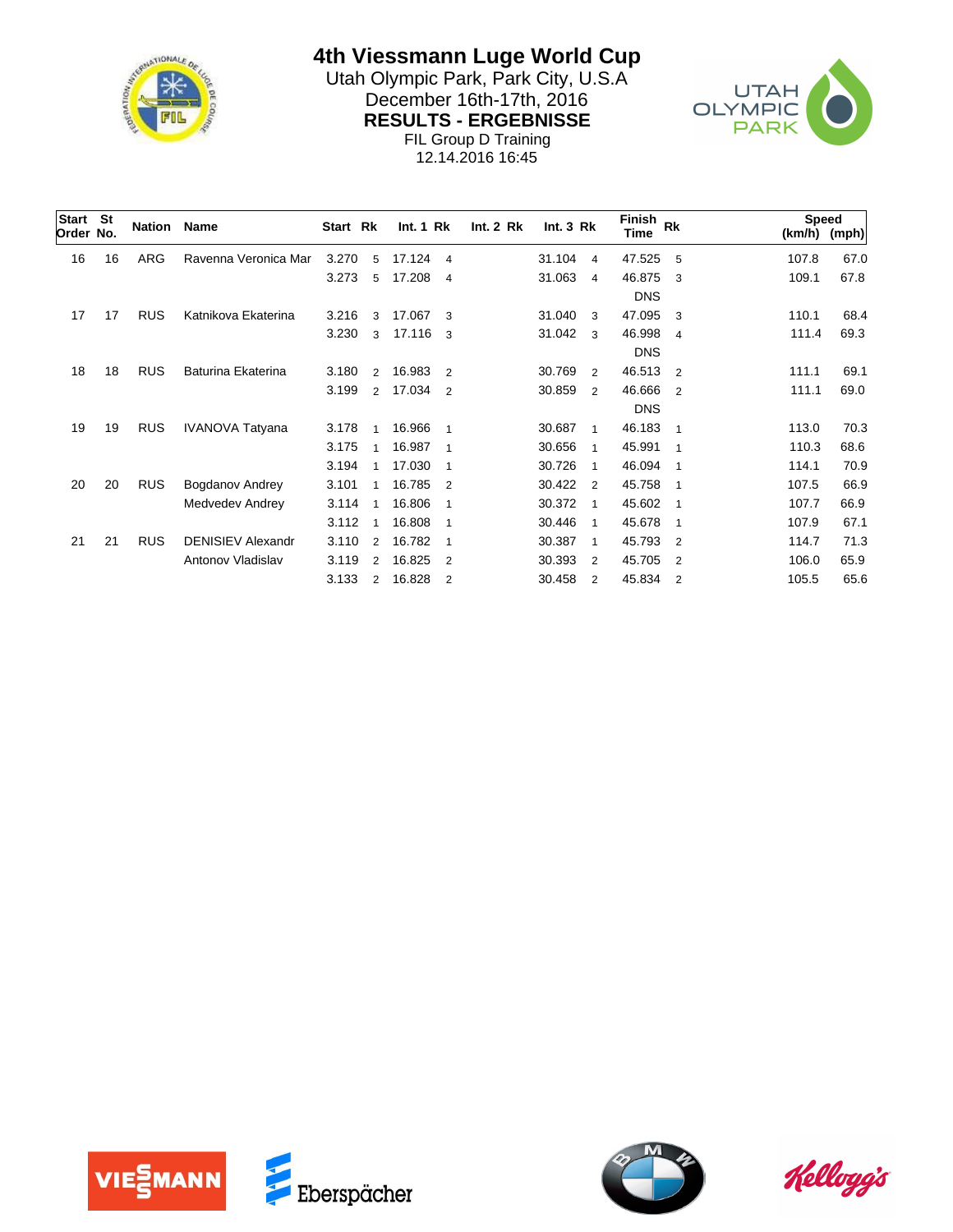# 4th Viessmann Luge World Cup

Utah Olympic Park, Park City, U.S.A
December 16th-17th, 2016
**RESULTS - ERGEBNISSE**
FIL Group D Training
12.14.2016 16:45

| Start Order | St No. | Nation | Name | Start | Rk | Int. 1 | Rk | Int. 2 | Rk | Int. 3 | Rk | Finish Time | Rk | Speed (km/h) | Speed (mph) |
|---|---|---|---|---|---|---|---|---|---|---|---|---|---|---|---|
| 16 | 16 | ARG | Ravenna Veronica Mar | 3.270 | 5 | 17.124 | 4 | | | 31.104 | 4 | 47.525 | 5 | 107.8 | 67.0 |
| | | | | 3.273 | 5 | 17.208 | 4 | | | 31.063 | 4 | 46.875 | 3 | 109.1 | 67.8 |
| | | | | | | | | | | | | DNS | | | |
| 17 | 17 | RUS | Katnikova Ekaterina | 3.216 | 3 | 17.067 | 3 | | | 31.040 | 3 | 47.095 | 3 | 110.1 | 68.4 |
| | | | | 3.230 | 3 | 17.116 | 3 | | | 31.042 | 3 | 46.998 | 4 | 111.4 | 69.3 |
| | | | | | | | | | | | | DNS | | | |
| 18 | 18 | RUS | Baturina Ekaterina | 3.180 | 2 | 16.983 | 2 | | | 30.769 | 2 | 46.513 | 2 | 111.1 | 69.1 |
| | | | | 3.199 | 2 | 17.034 | 2 | | | 30.859 | 2 | 46.666 | 2 | 111.1 | 69.0 |
| | | | | | | | | | | | | DNS | | | |
| 19 | 19 | RUS | IVANOVA Tatyana | 3.178 | 1 | 16.966 | 1 | | | 30.687 | 1 | 46.183 | 1 | 113.0 | 70.3 |
| | | | | 3.175 | 1 | 16.987 | 1 | | | 30.656 | 1 | 45.991 | 1 | 110.3 | 68.6 |
| | | | | 3.194 | 1 | 17.030 | 1 | | | 30.726 | 1 | 46.094 | 1 | 114.1 | 70.9 |
| 20 | 20 | RUS | Bogdanov Andrey | 3.101 | 1 | 16.785 | 2 | | | 30.422 | 2 | 45.758 | 1 | 107.5 | 66.9 |
| | | | Medvedev Andrey | 3.114 | 1 | 16.806 | 1 | | | 30.372 | 1 | 45.602 | 1 | 107.7 | 66.9 |
| | | | | 3.112 | 1 | 16.808 | 1 | | | 30.446 | 1 | 45.678 | 1 | 107.9 | 67.1 |
| 21 | 21 | RUS | DENISIEV Alexandr | 3.110 | 2 | 16.782 | 1 | | | 30.387 | 1 | 45.793 | 2 | 114.7 | 71.3 |
| | | | Antonov Vladislav | 3.119 | 2 | 16.825 | 2 | | | 30.393 | 2 | 45.705 | 2 | 106.0 | 65.9 |
| | | | | 3.133 | 2 | 16.828 | 2 | | | 30.458 | 2 | 45.834 | 2 | 105.5 | 65.6 |